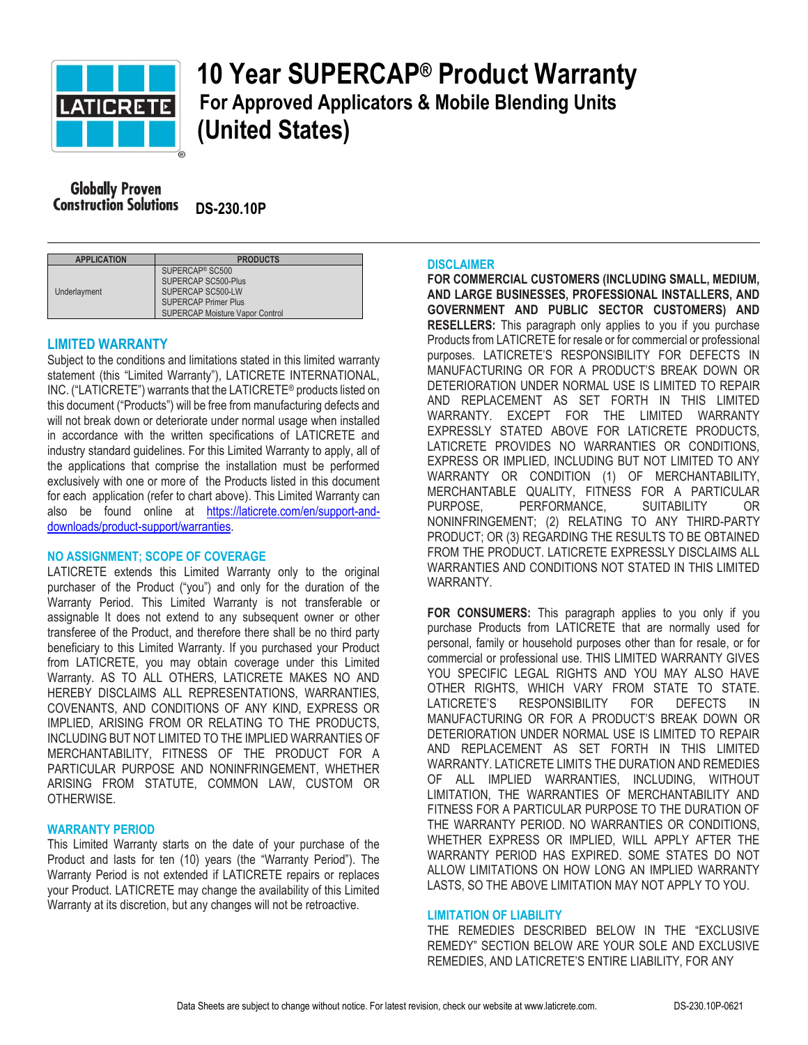# 10 Year SUPERCAP® Product Warranty

## For Approved Applicators & Mobile Blending Units (United States)

Globally Proven Construction Solutions

DS-230.10P

| APPLICATION | PRODUCTS |
|---|---|
| Underlayment | SUPERCAP® SC500<br>SUPERCAP SC500-Plus<br>SUPERCAP SC500-LW<br>SUPERCAP Primer Plus<br>SUPERCAP Moisture Vapor Control |

### LIMITED WARRANTY

Subject to the conditions and limitations stated in this limited warranty statement (this "Limited Warranty"), LATICRETE INTERNATIONAL, INC. ("LATICRETE") warrants that the LATICRETE® products listed on this document ("Products") will be free from manufacturing defects and will not break down or deteriorate under normal usage when installed in accordance with the written specifications of LATICRETE and industry standard guidelines. For this Limited Warranty to apply, all of the applications that comprise the installation must be performed exclusively with one or more of the Products listed in this document for each application (refer to chart above). This Limited Warranty can also be found online at https://laticrete.com/en/support-and-downloads/product-support/warranties.

### NO ASSIGNMENT; SCOPE OF COVERAGE

LATICRETE extends this Limited Warranty only to the original purchaser of the Product ("you") and only for the duration of the Warranty Period. This Limited Warranty is not transferable or assignable It does not extend to any subsequent owner or other transferee of the Product, and therefore there shall be no third party beneficiary to this Limited Warranty. If you purchased your Product from LATICRETE, you may obtain coverage under this Limited Warranty. AS TO ALL OTHERS, LATICRETE MAKES NO AND HEREBY DISCLAIMS ALL REPRESENTATIONS, WARRANTIES, COVENANTS, AND CONDITIONS OF ANY KIND, EXPRESS OR IMPLIED, ARISING FROM OR RELATING TO THE PRODUCTS, INCLUDING BUT NOT LIMITED TO THE IMPLIED WARRANTIES OF MERCHANTABILITY, FITNESS OF THE PRODUCT FOR A PARTICULAR PURPOSE AND NONINFRINGEMENT, WHETHER ARISING FROM STATUTE, COMMON LAW, CUSTOM OR OTHERWISE.

### WARRANTY PERIOD

This Limited Warranty starts on the date of your purchase of the Product and lasts for ten (10) years (the "Warranty Period"). The Warranty Period is not extended if LATICRETE repairs or replaces your Product. LATICRETE may change the availability of this Limited Warranty at its discretion, but any changes will not be retroactive.

### DISCLAIMER

**FOR COMMERCIAL CUSTOMERS (INCLUDING SMALL, MEDIUM, AND LARGE BUSINESSES, PROFESSIONAL INSTALLERS, AND GOVERNMENT AND PUBLIC SECTOR CUSTOMERS) AND RESELLERS:** This paragraph only applies to you if you purchase Products from LATICRETE for resale or for commercial or professional purposes. LATICRETE'S RESPONSIBILITY FOR DEFECTS IN MANUFACTURING OR FOR A PRODUCT'S BREAK DOWN OR DETERIORATION UNDER NORMAL USE IS LIMITED TO REPAIR AND REPLACEMENT AS SET FORTH IN THIS LIMITED WARRANTY. EXCEPT FOR THE LIMITED WARRANTY EXPRESSLY STATED ABOVE FOR LATICRETE PRODUCTS, LATICRETE PROVIDES NO WARRANTIES OR CONDITIONS, EXPRESS OR IMPLIED, INCLUDING BUT NOT LIMITED TO ANY WARRANTY OR CONDITION (1) OF MERCHANTABILITY, MERCHANTABLE QUALITY, FITNESS FOR A PARTICULAR PURPOSE, PERFORMANCE, SUITABILITY OR NONINFRINGEMENT; (2) RELATING TO ANY THIRD-PARTY PRODUCT; OR (3) REGARDING THE RESULTS TO BE OBTAINED FROM THE PRODUCT. LATICRETE EXPRESSLY DISCLAIMS ALL WARRANTIES AND CONDITIONS NOT STATED IN THIS LIMITED WARRANTY.

**FOR CONSUMERS:** This paragraph applies to you only if you purchase Products from LATICRETE that are normally used for personal, family or household purposes other than for resale, or for commercial or professional use. THIS LIMITED WARRANTY GIVES YOU SPECIFIC LEGAL RIGHTS AND YOU MAY ALSO HAVE OTHER RIGHTS, WHICH VARY FROM STATE TO STATE. LATICRETE'S RESPONSIBILITY FOR DEFECTS IN MANUFACTURING OR FOR A PRODUCT'S BREAK DOWN OR DETERIORATION UNDER NORMAL USE IS LIMITED TO REPAIR AND REPLACEMENT AS SET FORTH IN THIS LIMITED WARRANTY. LATICRETE LIMITS THE DURATION AND REMEDIES OF ALL IMPLIED WARRANTIES, INCLUDING, WITHOUT LIMITATION, THE WARRANTIES OF MERCHANTABILITY AND FITNESS FOR A PARTICULAR PURPOSE TO THE DURATION OF THE WARRANTY PERIOD. NO WARRANTIES OR CONDITIONS, WHETHER EXPRESS OR IMPLIED, WILL APPLY AFTER THE WARRANTY PERIOD HAS EXPIRED. SOME STATES DO NOT ALLOW LIMITATIONS ON HOW LONG AN IMPLIED WARRANTY LASTS, SO THE ABOVE LIMITATION MAY NOT APPLY TO YOU.

### LIMITATION OF LIABILITY

THE REMEDIES DESCRIBED BELOW IN THE "EXCLUSIVE REMEDY" SECTION BELOW ARE YOUR SOLE AND EXCLUSIVE REMEDIES, AND LATICRETE'S ENTIRE LIABILITY, FOR ANY

Data Sheets are subject to change without notice. For latest revision, check our website at www.laticrete.com.

DS-230.10P-0621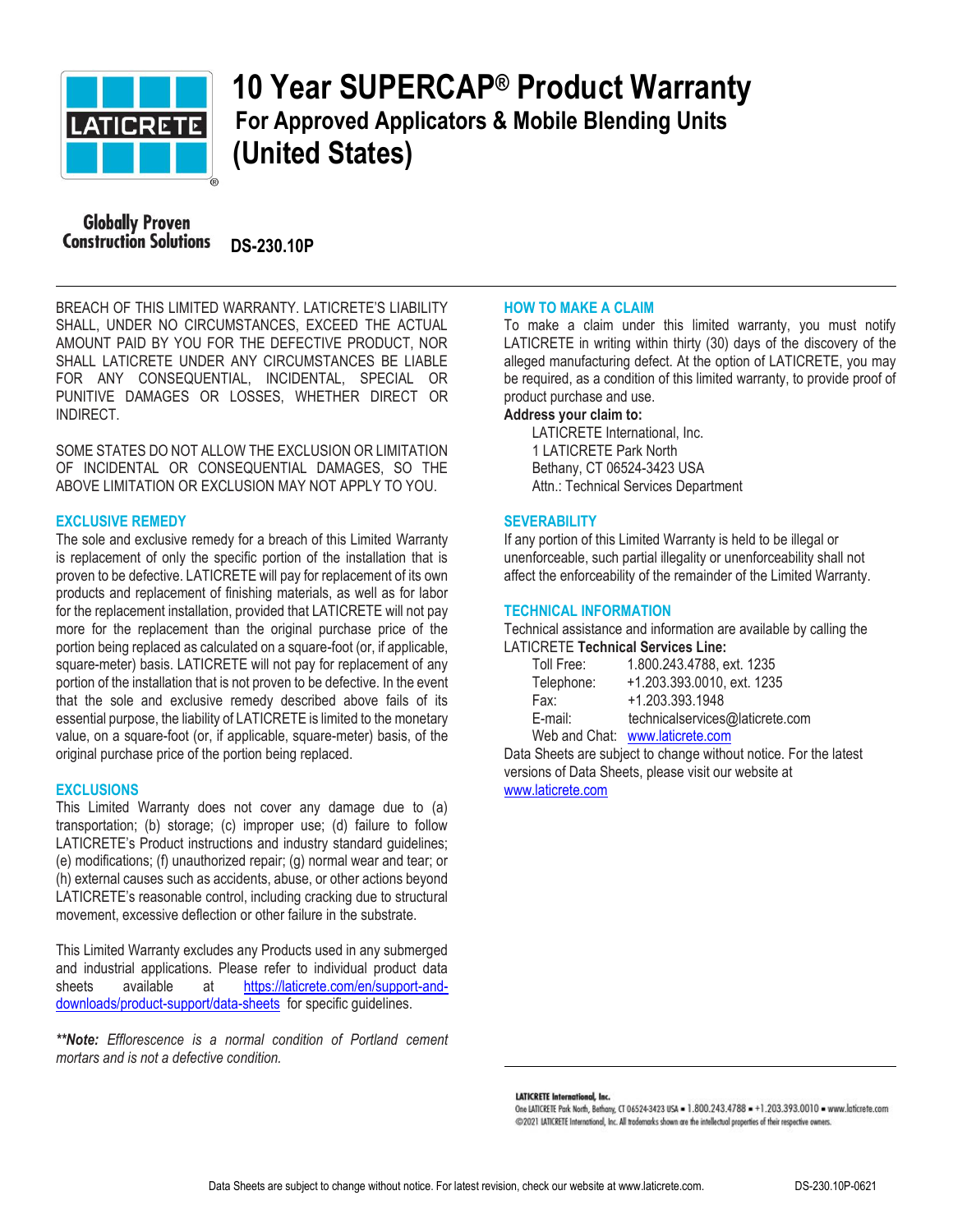# 10 Year SUPERCAP® Product Warranty

## For Approved Applicators & Mobile Blending Units

## (United States)

Globally Proven Construction Solutions

**DS-230.10P**

BREACH OF THIS LIMITED WARRANTY. LATICRETE'S LIABILITY SHALL, UNDER NO CIRCUMSTANCES, EXCEED THE ACTUAL AMOUNT PAID BY YOU FOR THE DEFECTIVE PRODUCT, NOR SHALL LATICRETE UNDER ANY CIRCUMSTANCES BE LIABLE FOR ANY CONSEQUENTIAL, INCIDENTAL, SPECIAL OR PUNITIVE DAMAGES OR LOSSES, WHETHER DIRECT OR INDIRECT.

SOME STATES DO NOT ALLOW THE EXCLUSION OR LIMITATION OF INCIDENTAL OR CONSEQUENTIAL DAMAGES, SO THE ABOVE LIMITATION OR EXCLUSION MAY NOT APPLY TO YOU.

### EXCLUSIVE REMEDY

The sole and exclusive remedy for a breach of this Limited Warranty is replacement of only the specific portion of the installation that is proven to be defective. LATICRETE will pay for replacement of its own products and replacement of finishing materials, as well as for labor for the replacement installation, provided that LATICRETE will not pay more for the replacement than the original purchase price of the portion being replaced as calculated on a square-foot (or, if applicable, square-meter) basis. LATICRETE will not pay for replacement of any portion of the installation that is not proven to be defective. In the event that the sole and exclusive remedy described above fails of its essential purpose, the liability of LATICRETE is limited to the monetary value, on a square-foot (or, if applicable, square-meter) basis, of the original purchase price of the portion being replaced.

### EXCLUSIONS

This Limited Warranty does not cover any damage due to (a) transportation; (b) storage; (c) improper use; (d) failure to follow LATICRETE's Product instructions and industry standard guidelines; (e) modifications; (f) unauthorized repair; (g) normal wear and tear; or (h) external causes such as accidents, abuse, or other actions beyond LATICRETE's reasonable control, including cracking due to structural movement, excessive deflection or other failure in the substrate.

This Limited Warranty excludes any Products used in any submerged and industrial applications. Please refer to individual product data sheets available at https://laticrete.com/en/support-and-downloads/product-support/data-sheets for specific guidelines.

***Note:** *Efflorescence is a normal condition of Portland cement mortars and is not a defective condition.*

### HOW TO MAKE A CLAIM

To make a claim under this limited warranty, you must notify LATICRETE in writing within thirty (30) days of the discovery of the alleged manufacturing defect. At the option of LATICRETE, you may be required, as a condition of this limited warranty, to provide proof of product purchase and use.

**Address your claim to:**

LATICRETE International, Inc.
1 LATICRETE Park North
Bethany, CT 06524-3423 USA
Attn.: Technical Services Department

### SEVERABILITY

If any portion of this Limited Warranty is held to be illegal or unenforceable, such partial illegality or unenforceability shall not affect the enforceability of the remainder of the Limited Warranty.

### TECHNICAL INFORMATION

Technical assistance and information are available by calling the LATICRETE **Technical Services Line:**

Toll Free: 1.800.243.4788, ext. 1235
Telephone: +1.203.393.0010, ext. 1235
Fax: +1.203.393.1948
E-mail: technicalservices@laticrete.com
Web and Chat: www.laticrete.com

Data Sheets are subject to change without notice. For the latest versions of Data Sheets, please visit our website at www.laticrete.com

**LATICRETE International, Inc.**
One LATICRETE Park North, Bethany, CT 06524-3423 USA • 1.800.243.4788 • +1.203.393.0010 • www.laticrete.com
©2021 LATICRETE International, Inc. All trademarks shown are the intellectual properties of their respective owners.

Data Sheets are subject to change without notice. For latest revision, check our website at www.laticrete.com. DS-230.10P-0621